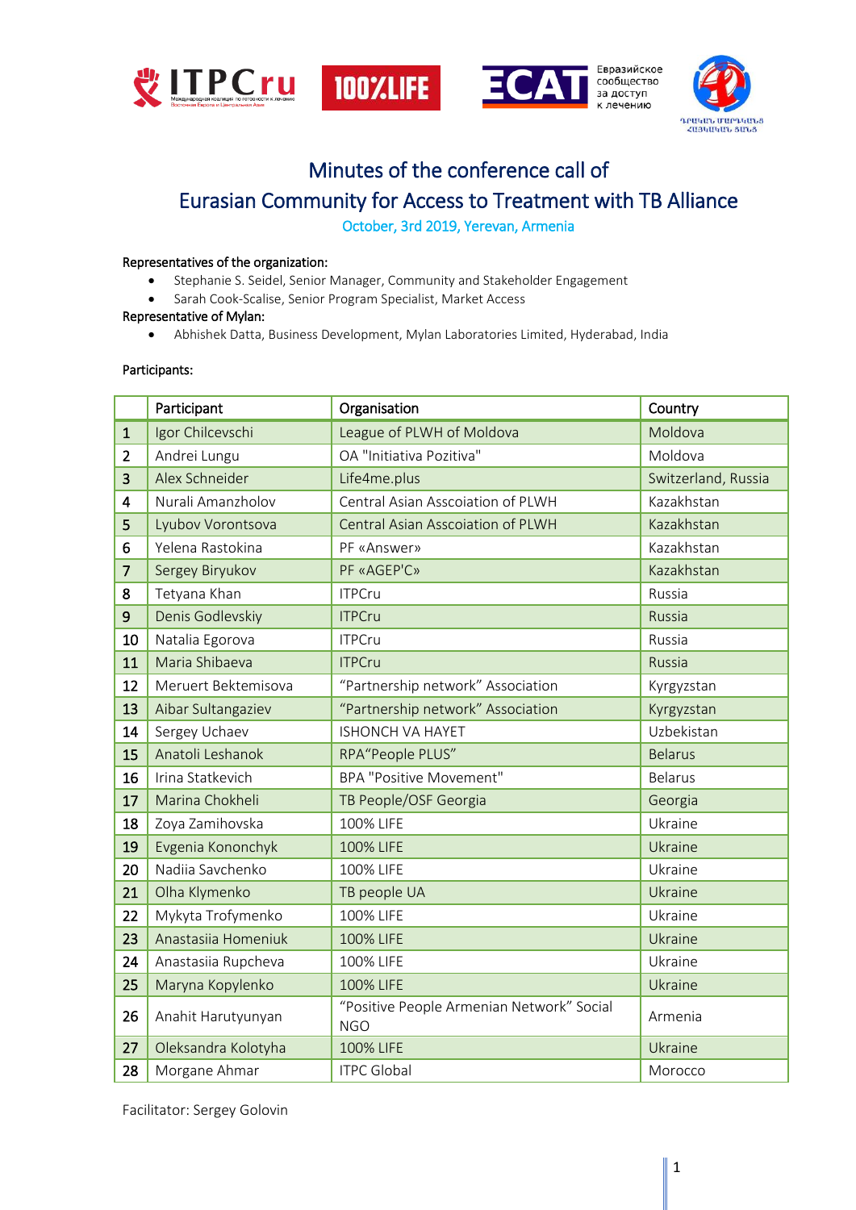# Minutes of the conference call of
# Eurasian Community for Access to Treatment with TB Alliance

October, 3rd 2019, Yerevan, Armenia

Representatives of the organization:

- Stephanie S. Seidel, Senior Manager, Community and Stakeholder Engagement
- Sarah Cook-Scalise, Senior Program Specialist, Market Access

Representative of Mylan:

- Abhishek Datta, Business Development, Mylan Laboratories Limited, Hyderabad, India

Participants:

| | Participant | Organisation | Country |
|---|---|---|---|
| 1 | Igor Chilcevschi | League of PLWH of Moldova | Moldova |
| 2 | Andrei Lungu | OA "Initiativa Pozitiva" | Moldova |
| 3 | Alex Schneider | Life4me.plus | Switzerland, Russia |
| 4 | Nurali Amanzholov | Central Asian Asscoiation of PLWH | Kazakhstan |
| 5 | Lyubov Vorontsova | Central Asian Asscoiation of PLWH | Kazakhstan |
| 6 | Yelena Rastokina | PF «Answer» | Kazakhstan |
| 7 | Sergey Biryukov | PF «AGEP'C» | Kazakhstan |
| 8 | Tetyana Khan | ITPCru | Russia |
| 9 | Denis Godlevskiy | ITPCru | Russia |
| 10 | Natalia Egorova | ITPCru | Russia |
| 11 | Maria Shibaeva | ITPCru | Russia |
| 12 | Meruert Bektemisova | "Partnership network" Association | Kyrgyzstan |
| 13 | Aibar Sultangaziev | "Partnership network" Association | Kyrgyzstan |
| 14 | Sergey Uchaev | ISHONCH VA HAYET | Uzbekistan |
| 15 | Anatoli Leshanok | RPA"People PLUS" | Belarus |
| 16 | Irina Statkevich | BPA "Positive Movement" | Belarus |
| 17 | Marina Chokheli | TB People/OSF Georgia | Georgia |
| 18 | Zoya Zamihovska | 100% LIFE | Ukraine |
| 19 | Evgenia Kononchyk | 100% LIFE | Ukraine |
| 20 | Nadiia Savchenko | 100% LIFE | Ukraine |
| 21 | Olha Klymenko | TB people UA | Ukraine |
| 22 | Mykyta Trofymenko | 100% LIFE | Ukraine |
| 23 | Anastasiia Homeniuk | 100% LIFE | Ukraine |
| 24 | Anastasiia Rupcheva | 100% LIFE | Ukraine |
| 25 | Maryna Kopylenko | 100% LIFE | Ukraine |
| 26 | Anahit Harutyunyan | "Positive People Armenian Network" Social NGO | Armenia |
| 27 | Oleksandra Kolotyha | 100% LIFE | Ukraine |
| 28 | Morgane Ahmar | ITPC Global | Morocco |

Facilitator: Sergey Golovin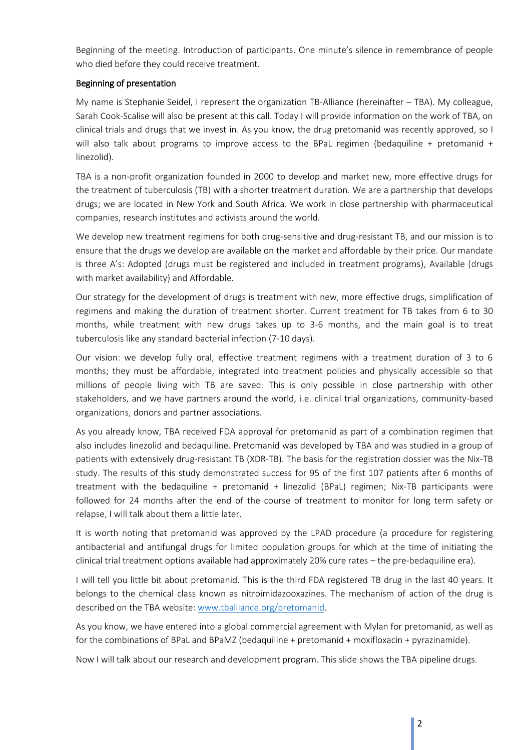Beginning of the meeting. Introduction of participants. One minute's silence in remembrance of people who died before they could receive treatment.

## Beginning of presentation

My name is Stephanie Seidel, I represent the organization TB-Alliance (hereinafter – TBA). My colleague, Sarah Cook-Scalise will also be present at this call. Today I will provide information on the work of TBA, on clinical trials and drugs that we invest in. As you know, the drug pretomanid was recently approved, so I will also talk about programs to improve access to the BPaL regimen (bedaquiline + pretomanid + linezolid).

TBA is a non-profit organization founded in 2000 to develop and market new, more effective drugs for the treatment of tuberculosis (TB) with a shorter treatment duration. We are a partnership that develops drugs; we are located in New York and South Africa. We work in close partnership with pharmaceutical companies, research institutes and activists around the world.

We develop new treatment regimens for both drug-sensitive and drug-resistant TB, and our mission is to ensure that the drugs we develop are available on the market and affordable by their price. Our mandate is three A's: Adopted (drugs must be registered and included in treatment programs), Available (drugs with market availability) and Affordable.

Our strategy for the development of drugs is treatment with new, more effective drugs, simplification of regimens and making the duration of treatment shorter. Current treatment for TB takes from 6 to 30 months, while treatment with new drugs takes up to 3-6 months, and the main goal is to treat tuberculosis like any standard bacterial infection (7-10 days).

Our vision: we develop fully oral, effective treatment regimens with a treatment duration of 3 to 6 months; they must be affordable, integrated into treatment policies and physically accessible so that millions of people living with TB are saved. This is only possible in close partnership with other stakeholders, and we have partners around the world, i.e. clinical trial organizations, community-based organizations, donors and partner associations.

As you already know, TBA received FDA approval for pretomanid as part of a combination regimen that also includes linezolid and bedaquiline. Pretomanid was developed by TBA and was studied in a group of patients with extensively drug-resistant TB (XDR-TB). The basis for the registration dossier was the Nix-TB study. The results of this study demonstrated success for 95 of the first 107 patients after 6 months of treatment with the bedaquiline + pretomanid + linezolid (BPaL) regimen; Nix-TB participants were followed for 24 months after the end of the course of treatment to monitor for long term safety or relapse, I will talk about them a little later.

It is worth noting that pretomanid was approved by the LPAD procedure (a procedure for registering antibacterial and antifungal drugs for limited population groups for which at the time of initiating the clinical trial treatment options available had approximately 20% cure rates – the pre-bedaquiline era).

I will tell you little bit about pretomanid. This is the third FDA registered TB drug in the last 40 years. It belongs to the chemical class known as nitroimidazooxazines. The mechanism of action of the drug is described on the TBA website: [www.tballiance.org/pretomanid](http://www.tballiance.org/pretomanid).

As you know, we have entered into a global commercial agreement with Mylan for pretomanid, as well as for the combinations of BPaL and BPaMZ (bedaquiline + pretomanid + moxifloxacin + pyrazinamide).

Now I will talk about our research and development program. This slide shows the TBA pipeline drugs.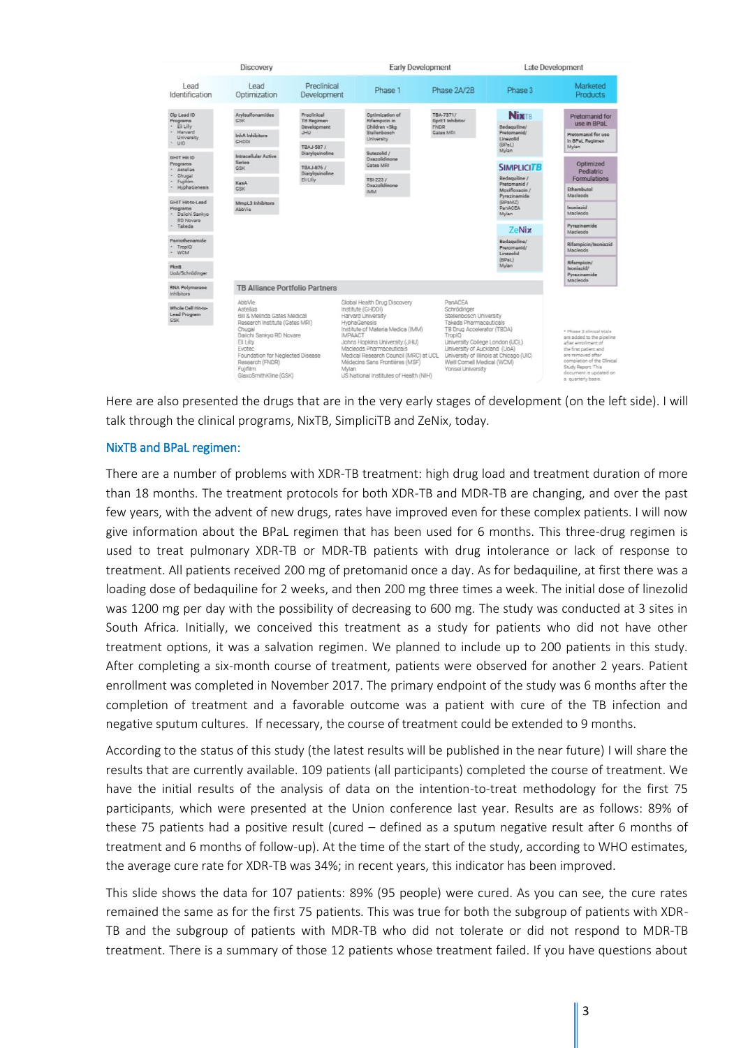Here are also presented the drugs that are in the very early stages of development (on the left side). I will talk through the clinical programs, NixTB, SimpliciTB and ZeNix, today.

## NixTB and BPaL regimen:

There are a number of problems with XDR-TB treatment: high drug load and treatment duration of more than 18 months. The treatment protocols for both XDR-TB and MDR-TB are changing, and over the past few years, with the advent of new drugs, rates have improved even for these complex patients. I will now give information about the BPaL regimen that has been used for 6 months. This three-drug regimen is used to treat pulmonary XDR-TB or MDR-TB patients with drug intolerance or lack of response to treatment. All patients received 200 mg of pretomanid once a day. As for bedaquiline, at first there was a loading dose of bedaquiline for 2 weeks, and then 200 mg three times a week. The initial dose of linezolid was 1200 mg per day with the possibility of decreasing to 600 mg. The study was conducted at 3 sites in South Africa. Initially, we conceived this treatment as a study for patients who did not have other treatment options, it was a salvation regimen. We planned to include up to 200 patients in this study. After completing a six-month course of treatment, patients were observed for another 2 years. Patient enrollment was completed in November 2017. The primary endpoint of the study was 6 months after the completion of treatment and a favorable outcome was a patient with cure of the TB infection and negative sputum cultures. If necessary, the course of treatment could be extended to 9 months.

According to the status of this study (the latest results will be published in the near future) I will share the results that are currently available. 109 patients (all participants) completed the course of treatment. We have the initial results of the analysis of data on the intention-to-treat methodology for the first 75 participants, which were presented at the Union conference last year. Results are as follows: 89% of these 75 patients had a positive result (cured – defined as a sputum negative result after 6 months of treatment and 6 months of follow-up). At the time of the start of the study, according to WHO estimates, the average cure rate for XDR-TB was 34%; in recent years, this indicator has been improved.

This slide shows the data for 107 patients: 89% (95 people) were cured. As you can see, the cure rates remained the same as for the first 75 patients. This was true for both the subgroup of patients with XDR-TB and the subgroup of patients with MDR-TB who did not tolerate or did not respond to MDR-TB treatment. There is a summary of those 12 patients whose treatment failed. If you have questions about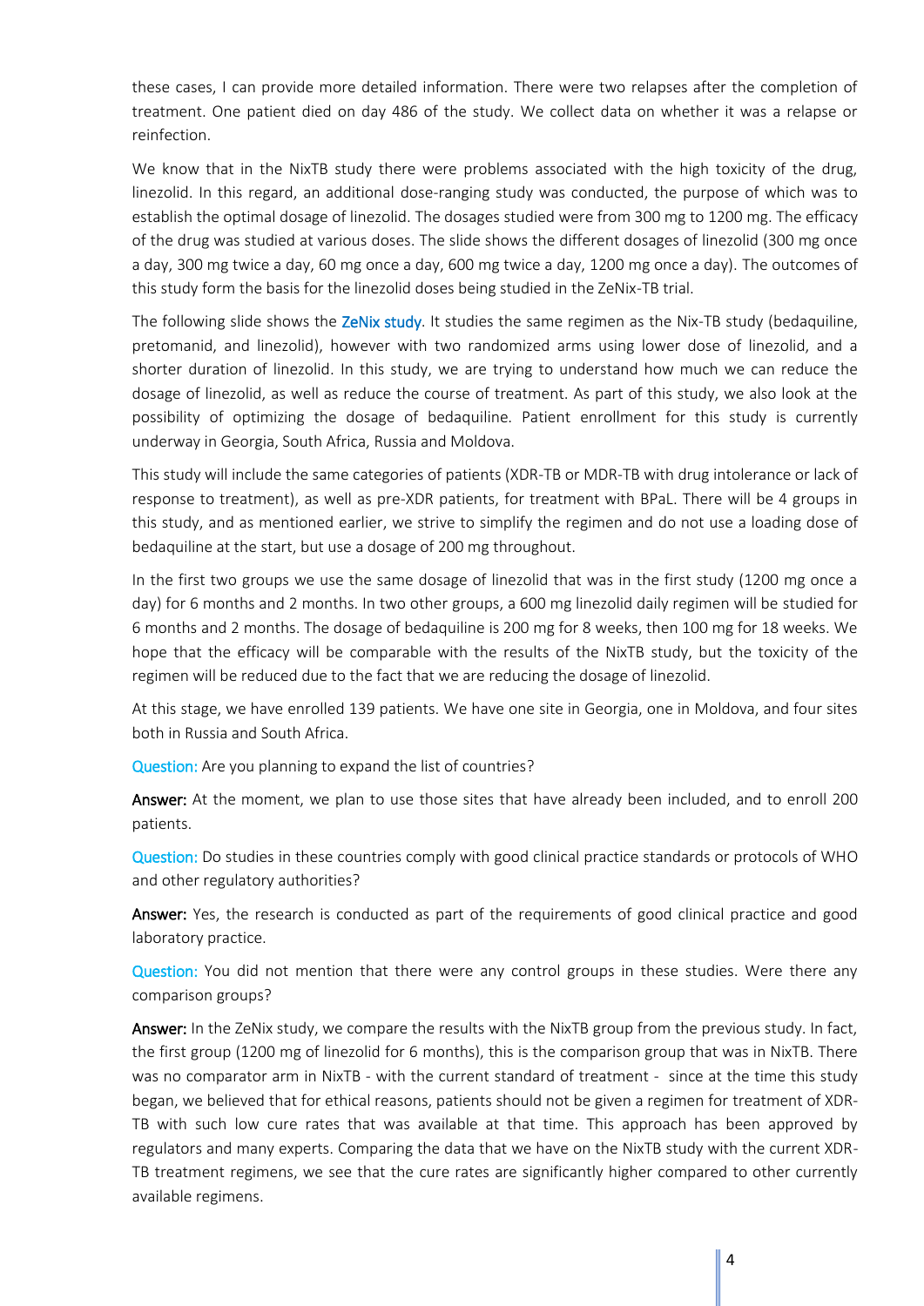these cases, I can provide more detailed information. There were two relapses after the completion of treatment. One patient died on day 486 of the study. We collect data on whether it was a relapse or reinfection.

We know that in the NixTB study there were problems associated with the high toxicity of the drug, linezolid. In this regard, an additional dose-ranging study was conducted, the purpose of which was to establish the optimal dosage of linezolid. The dosages studied were from 300 mg to 1200 mg. The efficacy of the drug was studied at various doses. The slide shows the different dosages of linezolid (300 mg once a day, 300 mg twice a day, 60 mg once a day, 600 mg twice a day, 1200 mg once a day). The outcomes of this study form the basis for the linezolid doses being studied in the ZeNix-TB trial.

The following slide shows the ZeNix study. It studies the same regimen as the Nix-TB study (bedaquiline, pretomanid, and linezolid), however with two randomized arms using lower dose of linezolid, and a shorter duration of linezolid. In this study, we are trying to understand how much we can reduce the dosage of linezolid, as well as reduce the course of treatment. As part of this study, we also look at the possibility of optimizing the dosage of bedaquiline. Patient enrollment for this study is currently underway in Georgia, South Africa, Russia and Moldova.

This study will include the same categories of patients (XDR-TB or MDR-TB with drug intolerance or lack of response to treatment), as well as pre-XDR patients, for treatment with BPaL. There will be 4 groups in this study, and as mentioned earlier, we strive to simplify the regimen and do not use a loading dose of bedaquiline at the start, but use a dosage of 200 mg throughout.

In the first two groups we use the same dosage of linezolid that was in the first study (1200 mg once a day) for 6 months and 2 months. In two other groups, a 600 mg linezolid daily regimen will be studied for 6 months and 2 months. The dosage of bedaquiline is 200 mg for 8 weeks, then 100 mg for 18 weeks. We hope that the efficacy will be comparable with the results of the NixTB study, but the toxicity of the regimen will be reduced due to the fact that we are reducing the dosage of linezolid.

At this stage, we have enrolled 139 patients. We have one site in Georgia, one in Moldova, and four sites both in Russia and South Africa.

Question: Are you planning to expand the list of countries?

**Answer:** At the moment, we plan to use those sites that have already been included, and to enroll 200 patients.

Question: Do studies in these countries comply with good clinical practice standards or protocols of WHO and other regulatory authorities?

**Answer:** Yes, the research is conducted as part of the requirements of good clinical practice and good laboratory practice.

Question: You did not mention that there were any control groups in these studies. Were there any comparison groups?

**Answer:** In the ZeNix study, we compare the results with the NixTB group from the previous study. In fact, the first group (1200 mg of linezolid for 6 months), this is the comparison group that was in NixTB. There was no comparator arm in NixTB - with the current standard of treatment - since at the time this study began, we believed that for ethical reasons, patients should not be given a regimen for treatment of XDR-TB with such low cure rates that was available at that time. This approach has been approved by regulators and many experts. Comparing the data that we have on the NixTB study with the current XDR-TB treatment regimens, we see that the cure rates are significantly higher compared to other currently available regimens.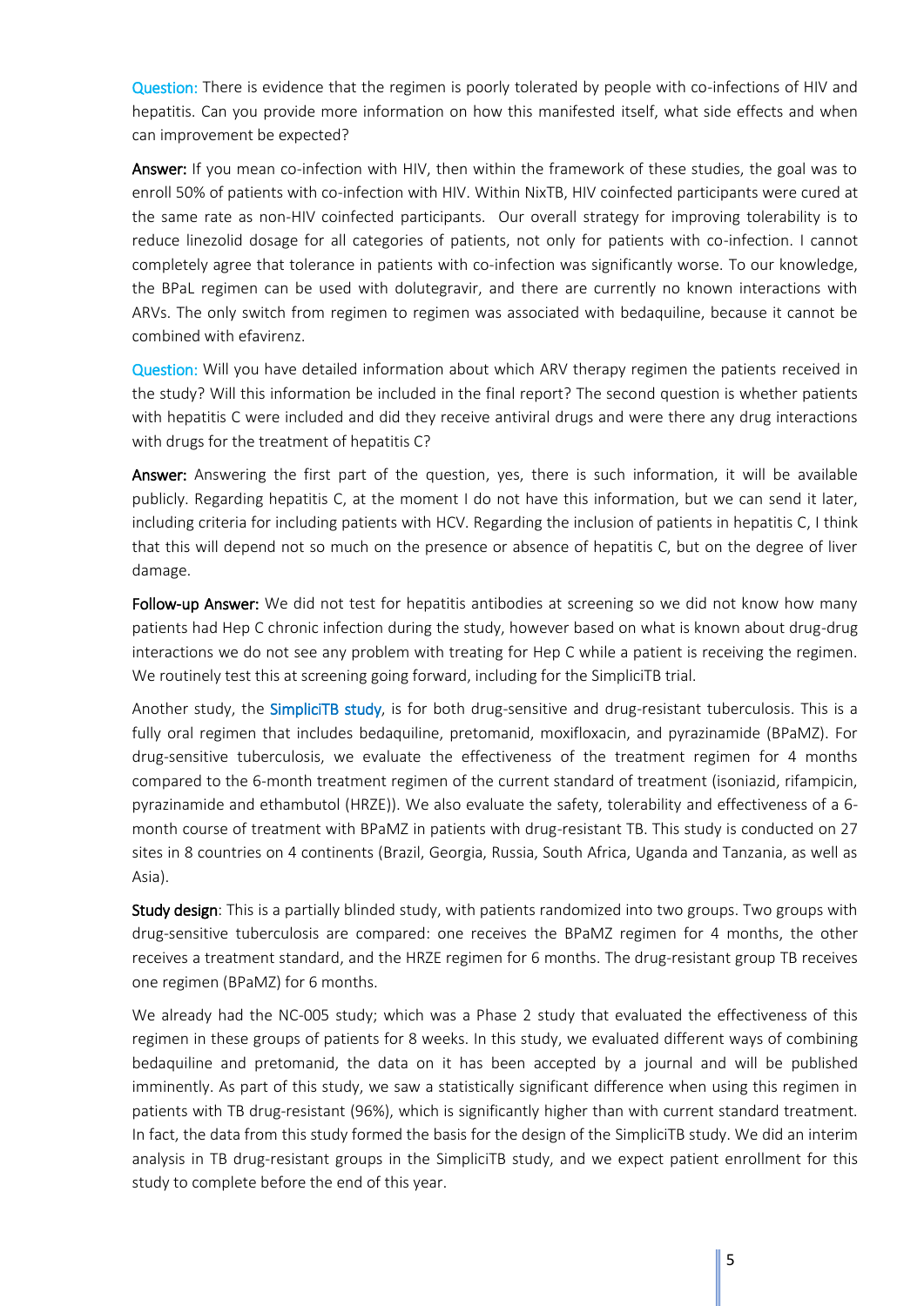**Question:** There is evidence that the regimen is poorly tolerated by people with co-infections of HIV and hepatitis. Can you provide more information on how this manifested itself, what side effects and when can improvement be expected?

**Answer:** If you mean co-infection with HIV, then within the framework of these studies, the goal was to enroll 50% of patients with co-infection with HIV. Within NixTB, HIV coinfected participants were cured at the same rate as non-HIV coinfected participants. Our overall strategy for improving tolerability is to reduce linezolid dosage for all categories of patients, not only for patients with co-infection. I cannot completely agree that tolerance in patients with co-infection was significantly worse. To our knowledge, the BPaL regimen can be used with dolutegravir, and there are currently no known interactions with ARVs. The only switch from regimen to regimen was associated with bedaquiline, because it cannot be combined with efavirenz.

**Question:** Will you have detailed information about which ARV therapy regimen the patients received in the study? Will this information be included in the final report? The second question is whether patients with hepatitis C were included and did they receive antiviral drugs and were there any drug interactions with drugs for the treatment of hepatitis C?

**Answer:** Answering the first part of the question, yes, there is such information, it will be available publicly. Regarding hepatitis C, at the moment I do not have this information, but we can send it later, including criteria for including patients with HCV. Regarding the inclusion of patients in hepatitis C, I think that this will depend not so much on the presence or absence of hepatitis C, but on the degree of liver damage.

**Follow-up Answer:** We did not test for hepatitis antibodies at screening so we did not know how many patients had Hep C chronic infection during the study, however based on what is known about drug-drug interactions we do not see any problem with treating for Hep C while a patient is receiving the regimen. We routinely test this at screening going forward, including for the SimpliciTB trial.

Another study, the SimpliciTB study, is for both drug-sensitive and drug-resistant tuberculosis. This is a fully oral regimen that includes bedaquiline, pretomanid, moxifloxacin, and pyrazinamide (BPaMZ). For drug-sensitive tuberculosis, we evaluate the effectiveness of the treatment regimen for 4 months compared to the 6-month treatment regimen of the current standard of treatment (isoniazid, rifampicin, pyrazinamide and ethambutol (HRZE)). We also evaluate the safety, tolerability and effectiveness of a 6-month course of treatment with BPaMZ in patients with drug-resistant TB. This study is conducted on 27 sites in 8 countries on 4 continents (Brazil, Georgia, Russia, South Africa, Uganda and Tanzania, as well as Asia).

**Study design**: This is a partially blinded study, with patients randomized into two groups. Two groups with drug-sensitive tuberculosis are compared: one receives the BPaMZ regimen for 4 months, the other receives a treatment standard, and the HRZE regimen for 6 months. The drug-resistant group TB receives one regimen (BPaMZ) for 6 months.

We already had the NC-005 study; which was a Phase 2 study that evaluated the effectiveness of this regimen in these groups of patients for 8 weeks. In this study, we evaluated different ways of combining bedaquiline and pretomanid, the data on it has been accepted by a journal and will be published imminently. As part of this study, we saw a statistically significant difference when using this regimen in patients with TB drug-resistant (96%), which is significantly higher than with current standard treatment. In fact, the data from this study formed the basis for the design of the SimpliciTB study. We did an interim analysis in TB drug-resistant groups in the SimpliciTB study, and we expect patient enrollment for this study to complete before the end of this year.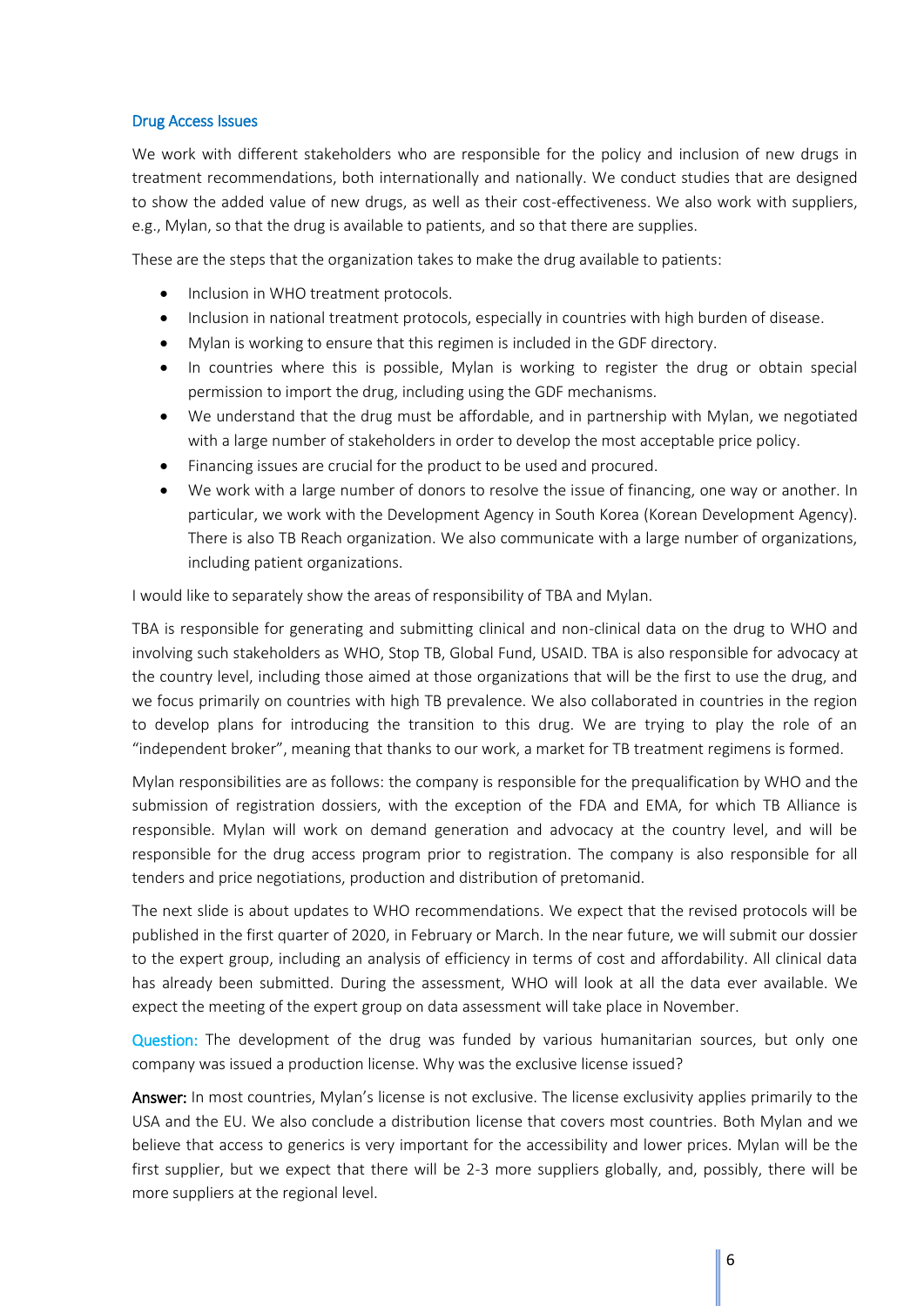### Drug Access Issues

We work with different stakeholders who are responsible for the policy and inclusion of new drugs in treatment recommendations, both internationally and nationally. We conduct studies that are designed to show the added value of new drugs, as well as their cost-effectiveness. We also work with suppliers, e.g., Mylan, so that the drug is available to patients, and so that there are supplies.

These are the steps that the organization takes to make the drug available to patients:

- Inclusion in WHO treatment protocols.
- Inclusion in national treatment protocols, especially in countries with high burden of disease.
- Mylan is working to ensure that this regimen is included in the GDF directory.
- In countries where this is possible, Mylan is working to register the drug or obtain special permission to import the drug, including using the GDF mechanisms.
- We understand that the drug must be affordable, and in partnership with Mylan, we negotiated with a large number of stakeholders in order to develop the most acceptable price policy.
- Financing issues are crucial for the product to be used and procured.
- We work with a large number of donors to resolve the issue of financing, one way or another. In particular, we work with the Development Agency in South Korea (Korean Development Agency). There is also TB Reach organization. We also communicate with a large number of organizations, including patient organizations.

I would like to separately show the areas of responsibility of TBA and Mylan.

TBA is responsible for generating and submitting clinical and non-clinical data on the drug to WHO and involving such stakeholders as WHO, Stop TB, Global Fund, USAID. TBA is also responsible for advocacy at the country level, including those aimed at those organizations that will be the first to use the drug, and we focus primarily on countries with high TB prevalence. We also collaborated in countries in the region to develop plans for introducing the transition to this drug. We are trying to play the role of an "independent broker", meaning that thanks to our work, a market for TB treatment regimens is formed.

Mylan responsibilities are as follows: the company is responsible for the prequalification by WHO and the submission of registration dossiers, with the exception of the FDA and EMA, for which TB Alliance is responsible. Mylan will work on demand generation and advocacy at the country level, and will be responsible for the drug access program prior to registration. The company is also responsible for all tenders and price negotiations, production and distribution of pretomanid.

The next slide is about updates to WHO recommendations. We expect that the revised protocols will be published in the first quarter of 2020, in February or March. In the near future, we will submit our dossier to the expert group, including an analysis of efficiency in terms of cost and affordability. All clinical data has already been submitted. During the assessment, WHO will look at all the data ever available. We expect the meeting of the expert group on data assessment will take place in November.

Question: The development of the drug was funded by various humanitarian sources, but only one company was issued a production license. Why was the exclusive license issued?

**Answer:** In most countries, Mylan's license is not exclusive. The license exclusivity applies primarily to the USA and the EU. We also conclude a distribution license that covers most countries. Both Mylan and we believe that access to generics is very important for the accessibility and lower prices. Mylan will be the first supplier, but we expect that there will be 2-3 more suppliers globally, and, possibly, there will be more suppliers at the regional level.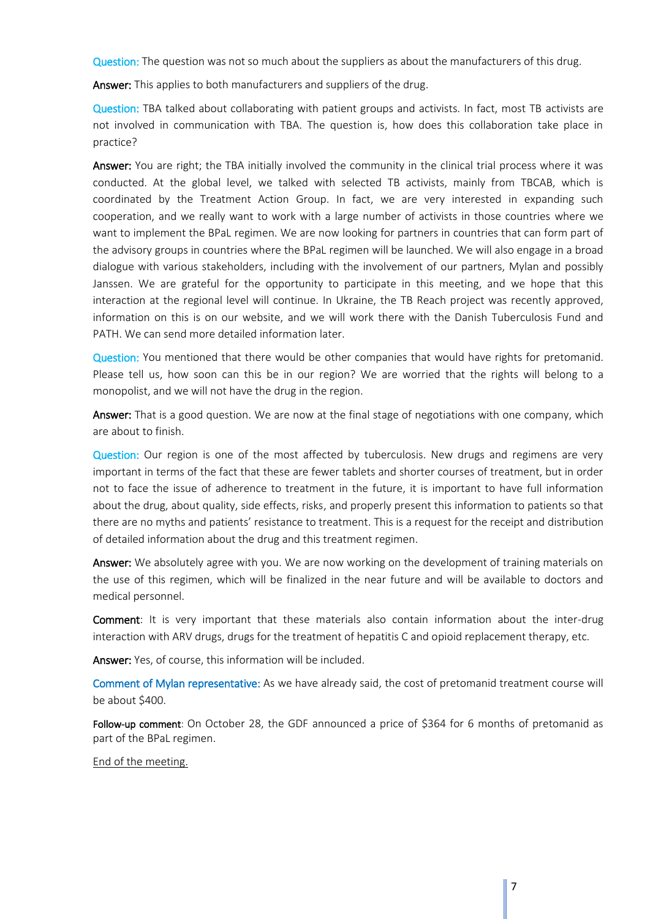**Question:** The question was not so much about the suppliers as about the manufacturers of this drug.

**Answer:** This applies to both manufacturers and suppliers of the drug.

**Question:** TBA talked about collaborating with patient groups and activists. In fact, most TB activists are not involved in communication with TBA. The question is, how does this collaboration take place in practice?

**Answer:** You are right; the TBA initially involved the community in the clinical trial process where it was conducted. At the global level, we talked with selected TB activists, mainly from TBCAB, which is coordinated by the Treatment Action Group. In fact, we are very interested in expanding such cooperation, and we really want to work with a large number of activists in those countries where we want to implement the BPaL regimen. We are now looking for partners in countries that can form part of the advisory groups in countries where the BPaL regimen will be launched. We will also engage in a broad dialogue with various stakeholders, including with the involvement of our partners, Mylan and possibly Janssen. We are grateful for the opportunity to participate in this meeting, and we hope that this interaction at the regional level will continue. In Ukraine, the TB Reach project was recently approved, information on this is on our website, and we will work there with the Danish Tuberculosis Fund and PATH. We can send more detailed information later.

**Question:** You mentioned that there would be other companies that would have rights for pretomanid. Please tell us, how soon can this be in our region? We are worried that the rights will belong to a monopolist, and we will not have the drug in the region.

**Answer:** That is a good question. We are now at the final stage of negotiations with one company, which are about to finish.

**Question:** Our region is one of the most affected by tuberculosis. New drugs and regimens are very important in terms of the fact that these are fewer tablets and shorter courses of treatment, but in order not to face the issue of adherence to treatment in the future, it is important to have full information about the drug, about quality, side effects, risks, and properly present this information to patients so that there are no myths and patients' resistance to treatment. This is a request for the receipt and distribution of detailed information about the drug and this treatment regimen.

**Answer:** We absolutely agree with you. We are now working on the development of training materials on the use of this regimen, which will be finalized in the near future and will be available to doctors and medical personnel.

**Comment**: It is very important that these materials also contain information about the inter-drug interaction with ARV drugs, drugs for the treatment of hepatitis C and opioid replacement therapy, etc.

**Answer:** Yes, of course, this information will be included.

**Comment of Mylan representative:** As we have already said, the cost of pretomanid treatment course will be about $400.

**Follow-up comment**: On October 28, the GDF announced a price of $364 for 6 months of pretomanid as part of the BPaL regimen.

End of the meeting.